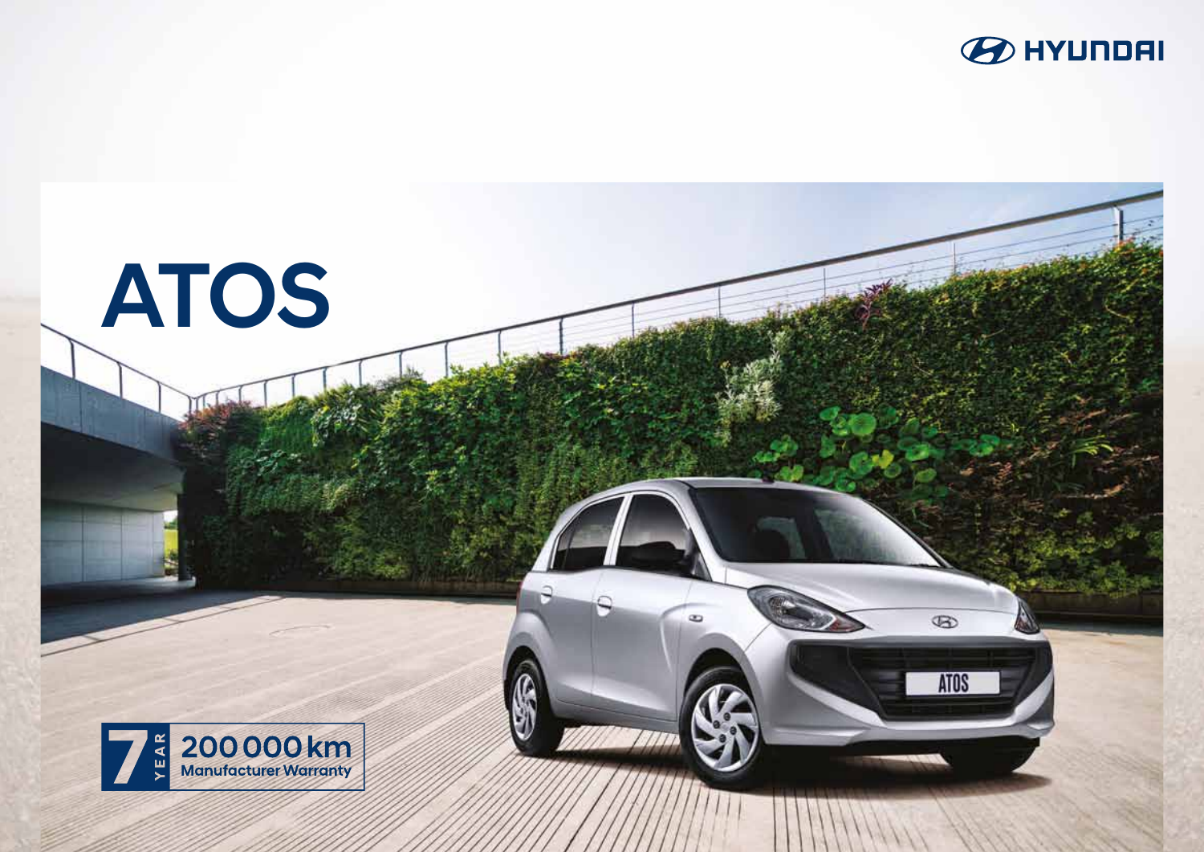HYUNDAI

# ATOS

7 YEAR 200 000 km Manufacturer Warranty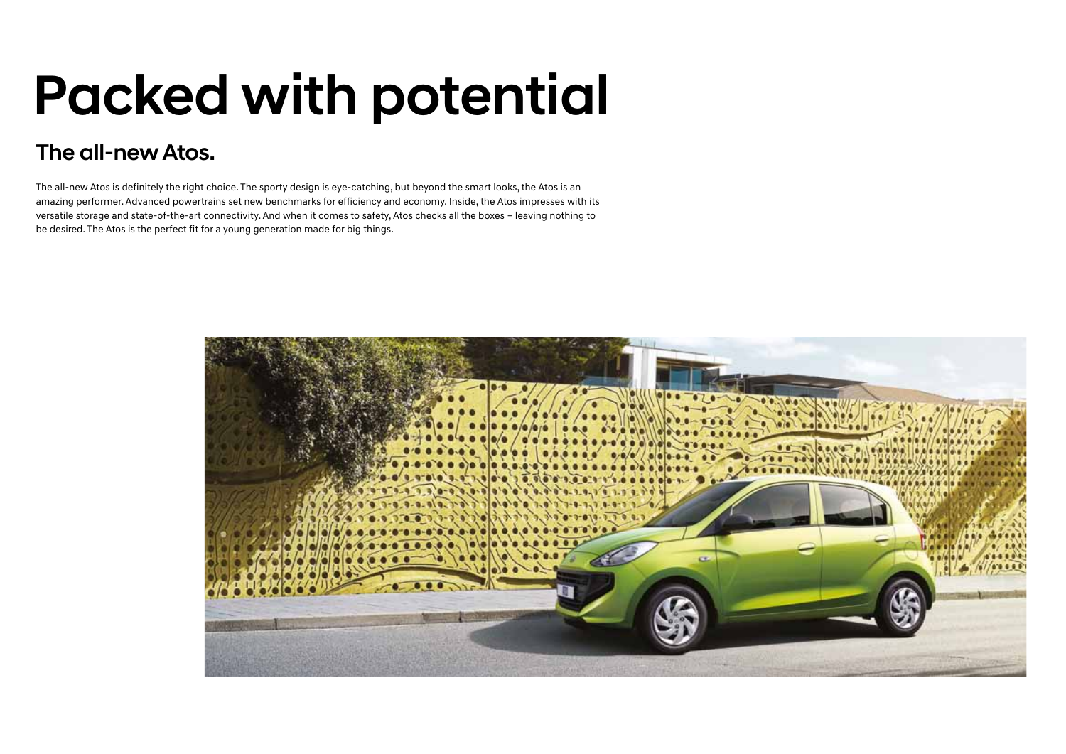# Packed with potential

## The all-new Atos.

The all-new Atos is definitely the right choice. The sporty design is eye-catching, but beyond the smart looks, the Atos is an amazing performer. Advanced powertrains set new benchmarks for efficiency and economy. Inside, the Atos impresses with its versatile storage and state-of-the-art connectivity. And when it comes to safety, Atos checks all the boxes – leaving nothing to be desired. The Atos is the perfect fit for a young generation made for big things.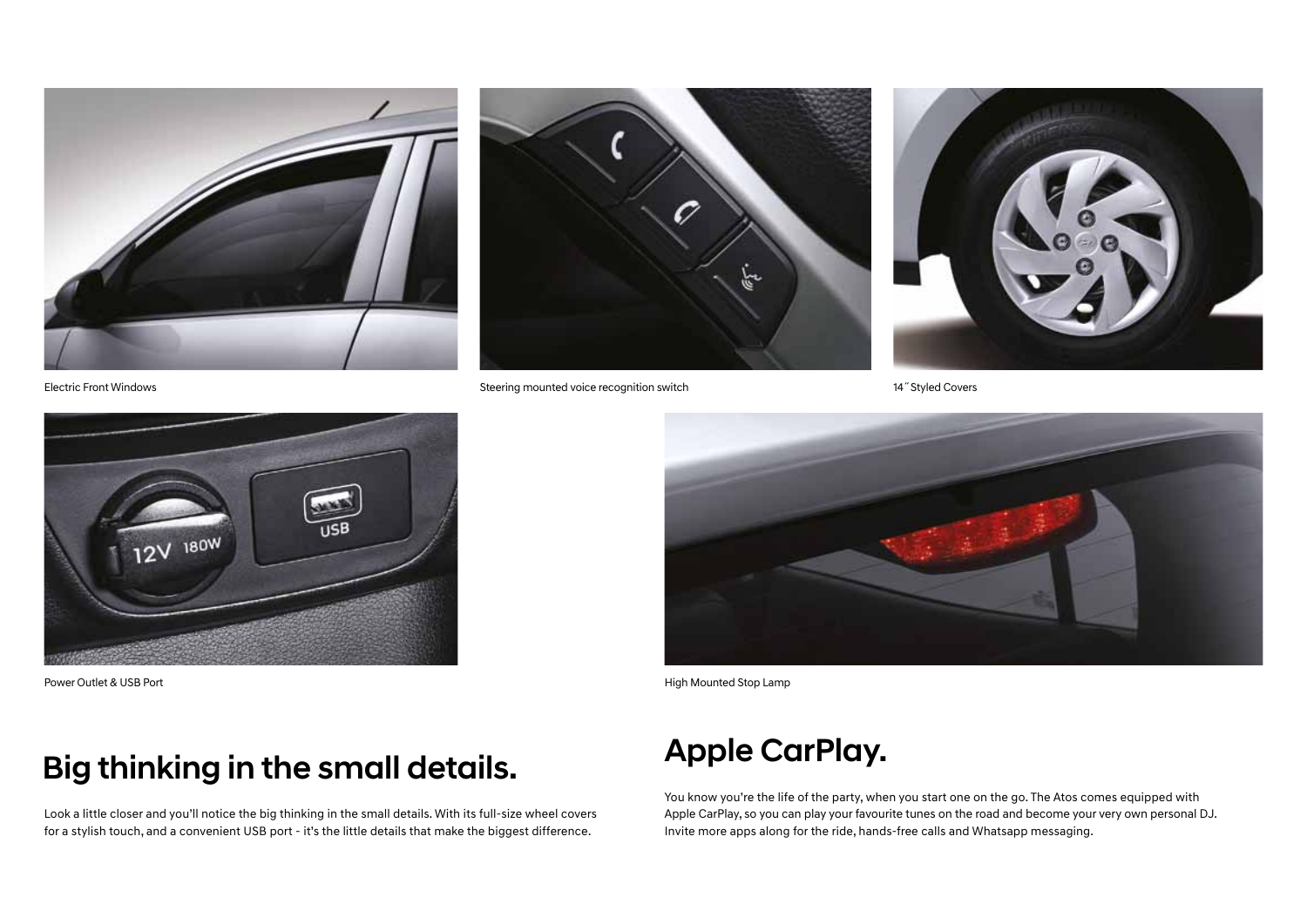Electric Front Windows

Steering mounted voice recognition switch

14˝ Styled Covers

Power Outlet & USB Port

High Mounted Stop Lamp

## Big thinking in the small details.

Look a little closer and you'll notice the big thinking in the small details. With its full-size wheel covers for a stylish touch, and a convenient USB port - it's the little details that make the biggest difference.

## Apple CarPlay.

You know you're the life of the party, when you start one on the go. The Atos comes equipped with Apple CarPlay, so you can play your favourite tunes on the road and become your very own personal DJ. Invite more apps along for the ride, hands-free calls and Whatsapp messaging.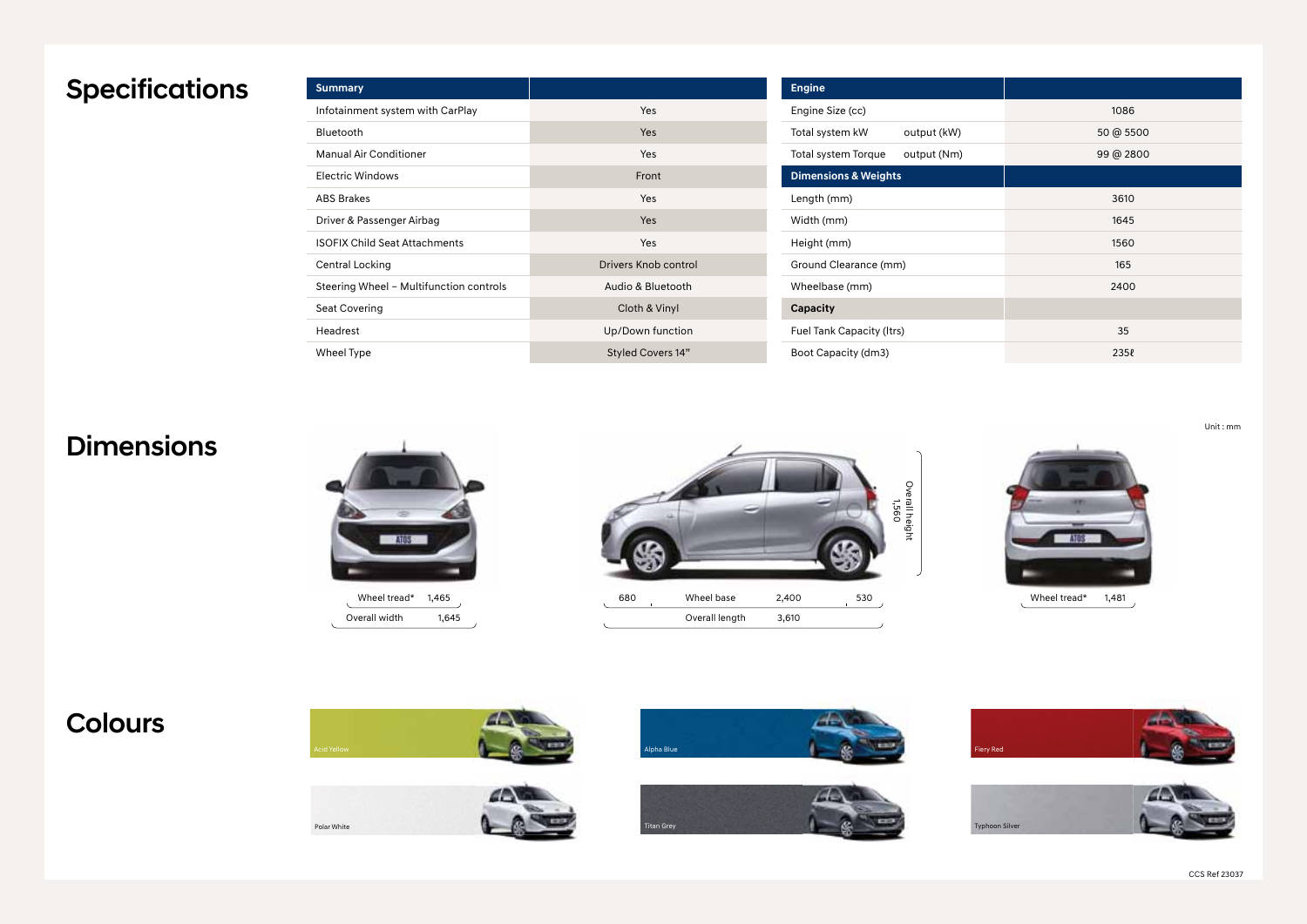# Specifications

| Summary | |
|---|---|
| Infotainment system with CarPlay | Yes |
| Bluetooth | Yes |
| Manual Air Conditioner | Yes |
| Electric Windows | Front |
| ABS Brakes | Yes |
| Driver & Passenger Airbag | Yes |
| ISOFIX Child Seat Attachments | Yes |
| Central Locking | Drivers Knob control |
| Steering Wheel – Multifunction controls | Audio & Bluetooth |
| Seat Covering | Cloth & Vinyl |
| Headrest | Up/Down function |
| Wheel Type | Styled Covers 14" |

| Engine | |
|---|---|
| Engine Size (cc) | 1086 |
| Total system kW output (kW) | 50 @ 5500 |
| Total system Torque output (Nm) | 99 @ 2800 |
| **Dimensions & Weights** | |
| Length (mm) | 3610 |
| Width (mm) | 1645 |
| Height (mm) | 1560 |
| Ground Clearance (mm) | 165 |
| Wheelbase (mm) | 2400 |
| **Capacity** | |
| Fuel Tank Capacity (ltrs) | 35 |
| Boot Capacity (dm3) | 235ℓ |

# Dimensions

Unit : mm

Wheel tread* 1,465

Overall width 1,645

680 Wheel base 2,400 530

Overall length 3,610

Overall height 1,560

Wheel tread* 1,481

# Colours

Acid Yellow

Alpha Blue

Fiery Red

Polar White

Titan Grey

Typhoon Silver

CCS Ref 23037